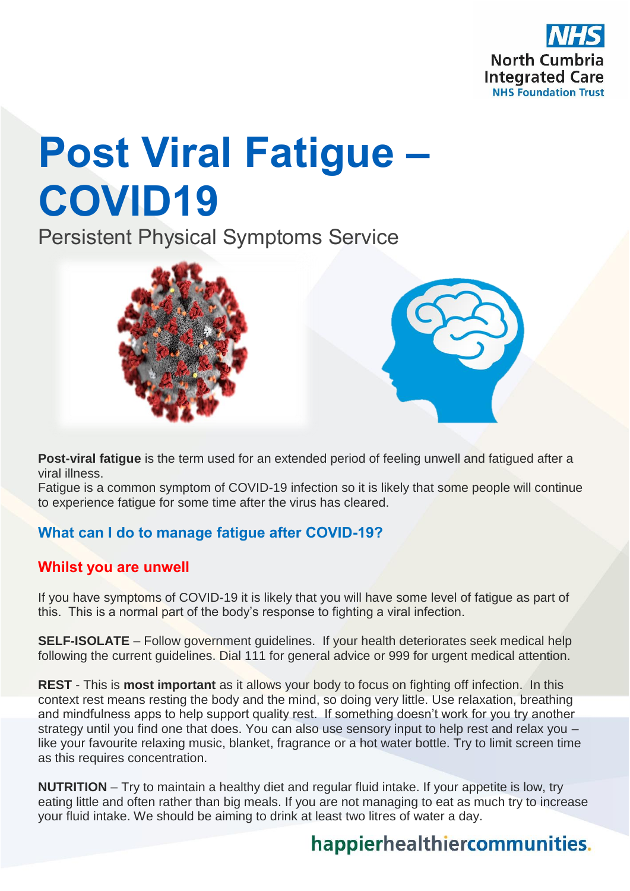NHS
North Cumbria
Integrated Care
NHS Foundation Trust

# Post Viral Fatigue – COVID19

Persistent Physical Symptoms Service

**Post-viral fatigue** is the term used for an extended period of feeling unwell and fatigued after a viral illness.
Fatigue is a common symptom of COVID-19 infection so it is likely that some people will continue to experience fatigue for some time after the virus has cleared.

## What can I do to manage fatigue after COVID-19?

### Whilst you are unwell

If you have symptoms of COVID-19 it is likely that you will have some level of fatigue as part of this. This is a normal part of the body's response to fighting a viral infection.

**SELF-ISOLATE** – Follow government guidelines. If your health deteriorates seek medical help following the current guidelines. Dial 111 for general advice or 999 for urgent medical attention.

**REST** - This is **most important** as it allows your body to focus on fighting off infection. In this context rest means resting the body and the mind, so doing very little. Use relaxation, breathing and mindfulness apps to help support quality rest. If something doesn't work for you try another strategy until you find one that does. You can also use sensory input to help rest and relax you – like your favourite relaxing music, blanket, fragrance or a hot water bottle. Try to limit screen time as this requires concentration.

**NUTRITION** – Try to maintain a healthy diet and regular fluid intake. If your appetite is low, try eating little and often rather than big meals. If you are not managing to eat as much try to increase your fluid intake. We should be aiming to drink at least two litres of water a day.

happierhealthiercommunities.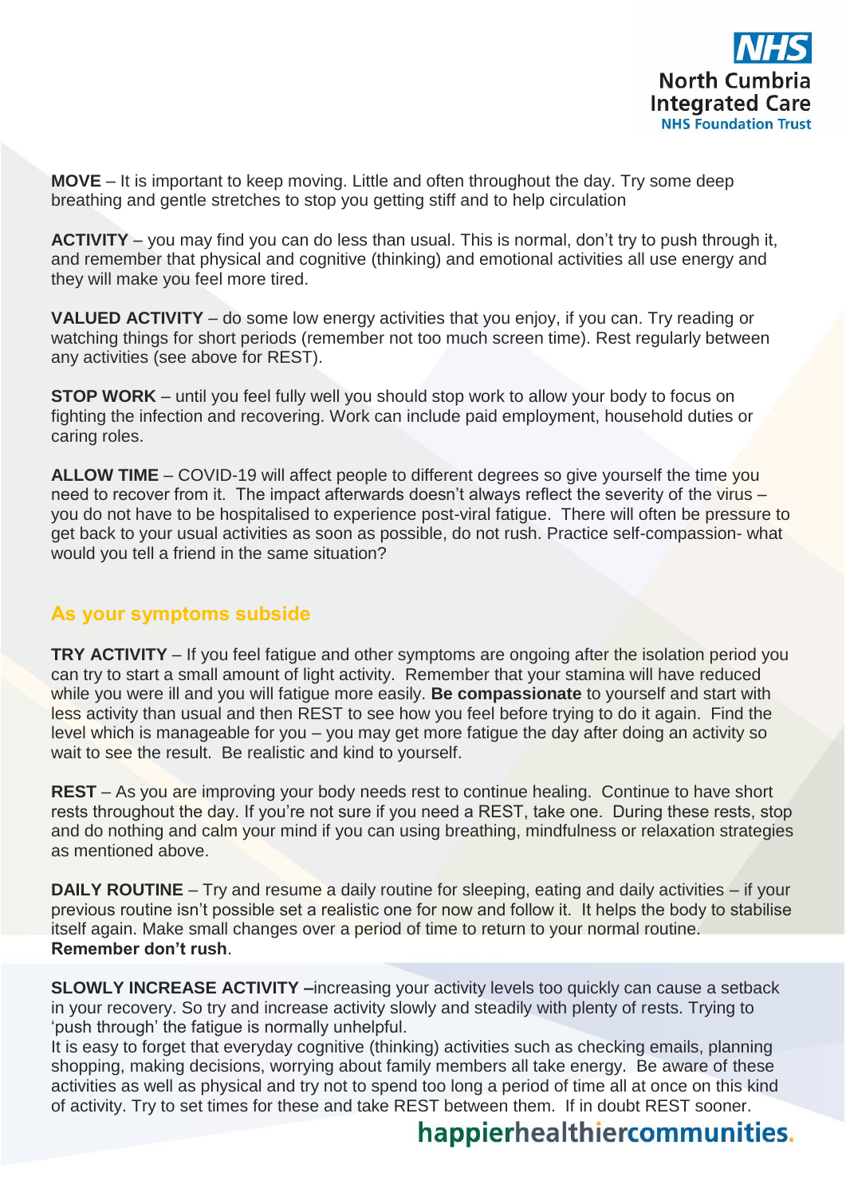**MOVE** – It is important to keep moving. Little and often throughout the day. Try some deep breathing and gentle stretches to stop you getting stiff and to help circulation

**ACTIVITY** – you may find you can do less than usual. This is normal, don't try to push through it, and remember that physical and cognitive (thinking) and emotional activities all use energy and they will make you feel more tired.

**VALUED ACTIVITY** – do some low energy activities that you enjoy, if you can. Try reading or watching things for short periods (remember not too much screen time). Rest regularly between any activities (see above for REST).

**STOP WORK** – until you feel fully well you should stop work to allow your body to focus on fighting the infection and recovering. Work can include paid employment, household duties or caring roles.

**ALLOW TIME** – COVID-19 will affect people to different degrees so give yourself the time you need to recover from it. The impact afterwards doesn't always reflect the severity of the virus – you do not have to be hospitalised to experience post-viral fatigue. There will often be pressure to get back to your usual activities as soon as possible, do not rush. Practice self-compassion- what would you tell a friend in the same situation?

## As your symptoms subside

**TRY ACTIVITY** – If you feel fatigue and other symptoms are ongoing after the isolation period you can try to start a small amount of light activity. Remember that your stamina will have reduced while you were ill and you will fatigue more easily. **Be compassionate** to yourself and start with less activity than usual and then REST to see how you feel before trying to do it again. Find the level which is manageable for you – you may get more fatigue the day after doing an activity so wait to see the result. Be realistic and kind to yourself.

**REST** – As you are improving your body needs rest to continue healing. Continue to have short rests throughout the day. If you're not sure if you need a REST, take one. During these rests, stop and do nothing and calm your mind if you can using breathing, mindfulness or relaxation strategies as mentioned above.

**DAILY ROUTINE** – Try and resume a daily routine for sleeping, eating and daily activities – if your previous routine isn't possible set a realistic one for now and follow it. It helps the body to stabilise itself again. Make small changes over a period of time to return to your normal routine. **Remember don't rush**.

**SLOWLY INCREASE ACTIVITY** –increasing your activity levels too quickly can cause a setback in your recovery. So try and increase activity slowly and steadily with plenty of rests. Trying to 'push through' the fatigue is normally unhelpful.
It is easy to forget that everyday cognitive (thinking) activities such as checking emails, planning shopping, making decisions, worrying about family members all take energy. Be aware of these activities as well as physical and try not to spend too long a period of time all at once on this kind of activity. Try to set times for these and take REST between them. If in doubt REST sooner.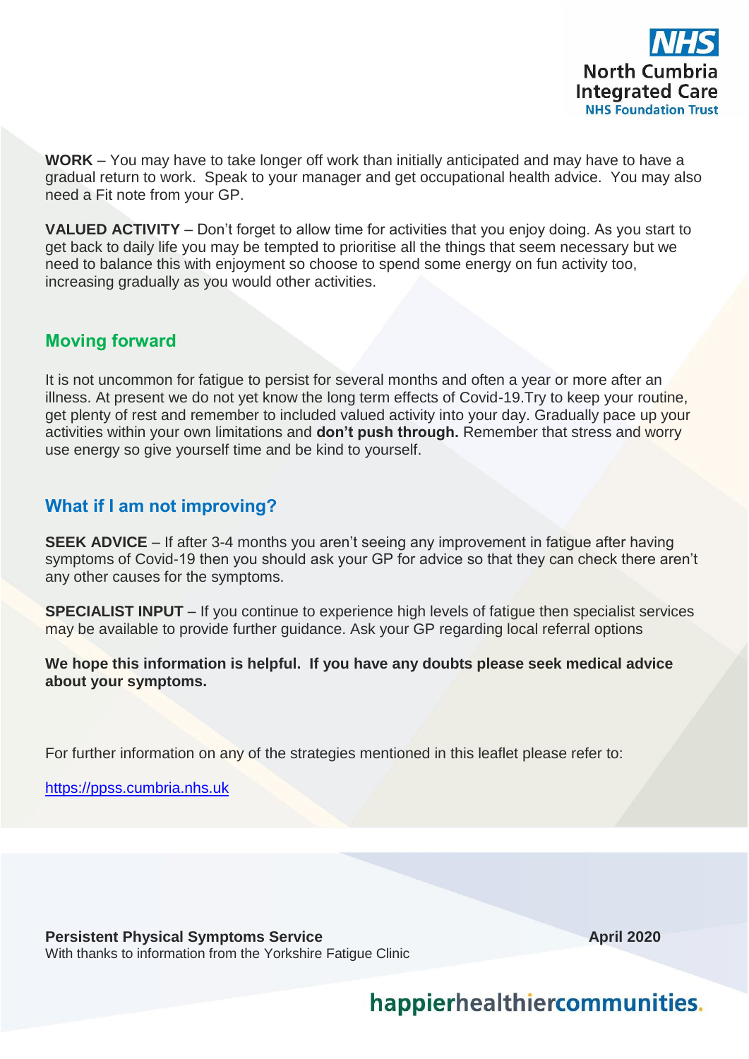**WORK** – You may have to take longer off work than initially anticipated and may have to have a gradual return to work. Speak to your manager and get occupational health advice. You may also need a Fit note from your GP.

**VALUED ACTIVITY** – Don't forget to allow time for activities that you enjoy doing. As you start to get back to daily life you may be tempted to prioritise all the things that seem necessary but we need to balance this with enjoyment so choose to spend some energy on fun activity too, increasing gradually as you would other activities.

## Moving forward

It is not uncommon for fatigue to persist for several months and often a year or more after an illness. At present we do not yet know the long term effects of Covid-19.Try to keep your routine, get plenty of rest and remember to included valued activity into your day. Gradually pace up your activities within your own limitations and **don't push through.** Remember that stress and worry use energy so give yourself time and be kind to yourself.

## What if I am not improving?

**SEEK ADVICE** – If after 3-4 months you aren't seeing any improvement in fatigue after having symptoms of Covid-19 then you should ask your GP for advice so that they can check there aren't any other causes for the symptoms.

**SPECIALIST INPUT** – If you continue to experience high levels of fatigue then specialist services may be available to provide further guidance. Ask your GP regarding local referral options

**We hope this information is helpful. If you have any doubts please seek medical advice about your symptoms.**

For further information on any of the strategies mentioned in this leaflet please refer to:

https://ppss.cumbria.nhs.uk

**Persistent Physical Symptoms Service**
With thanks to information from the Yorkshire Fatigue Clinic

**April 2020**